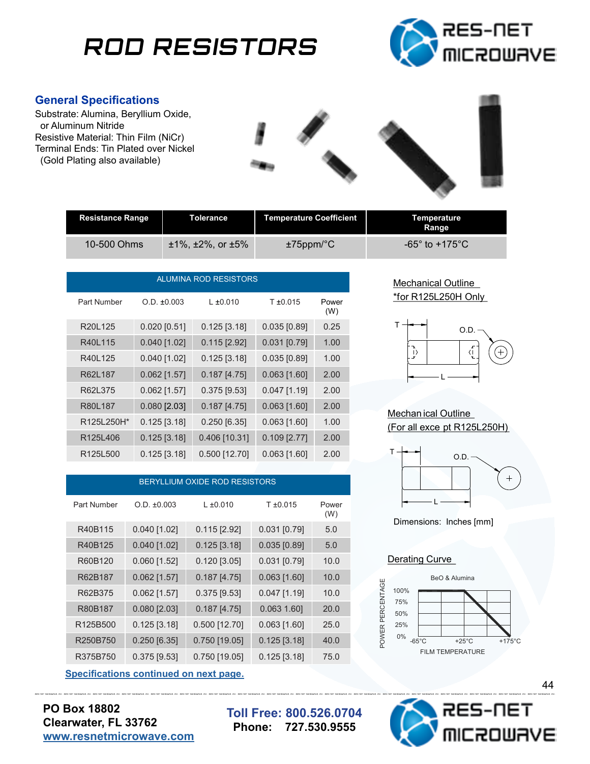# ROD RESISTORS

## General Specifications

Substrate: Alumina, Beryllium Oxide, or Aluminum Nitride
Resistive Material: Thin Film (NiCr)
Terminal Ends: Tin Plated over Nickel (Gold Plating also available)

| Resistance Range | Tolerance | Temperature Coefficient | Temperature Range |
|---|---|---|---|
| 10-500 Ohms | ±1%, ±2%, or ±5% | ±75ppm/°C | -65° to +175°C |

| ALUMINA ROD RESISTORS | | | | |
|---|---|---|---|---|
| Part Number | O.D. ±0.003 | L ±0.010 | T ±0.015 | Power (W) |
| R20L125 | 0.020 [0.51] | 0.125 [3.18] | 0.035 [0.89] | 0.25 |
| R40L115 | 0.040 [1.02] | 0.115 [2.92] | 0.031 [0.79] | 1.00 |
| R40L125 | 0.040 [1.02] | 0.125 [3.18] | 0.035 [0.89] | 1.00 |
| R62L187 | 0.062 [1.57] | 0.187 [4.75] | 0.063 [1.60] | 2.00 |
| R62L375 | 0.062 [1.57] | 0.375 [9.53] | 0.047 [1.19] | 2.00 |
| R80L187 | 0.080 [2.03] | 0.187 [4.75] | 0.063 [1.60] | 2.00 |
| R125L250H* | 0.125 [3.18] | 0.250 [6.35] | 0.063 [1.60] | 1.00 |
| R125L406 | 0.125 [3.18] | 0.406 [10.31] | 0.109 [2.77] | 2.00 |
| R125L500 | 0.125 [3.18] | 0.500 [12.70] | 0.063 [1.60] | 2.00 |

| BERYLLIUM OXIDE ROD RESISTORS | | | | |
|---|---|---|---|---|
| Part Number | O.D. ±0.003 | L ±0.010 | T ±0.015 | Power (W) |
| R40B115 | 0.040 [1.02] | 0.115 [2.92] | 0.031 [0.79] | 5.0 |
| R40B125 | 0.040 [1.02] | 0.125 [3.18] | 0.035 [0.89] | 5.0 |
| R60B120 | 0.060 [1.52] | 0.120 [3.05] | 0.031 [0.79] | 10.0 |
| R62B187 | 0.062 [1.57] | 0.187 [4.75] | 0.063 [1.60] | 10.0 |
| R62B375 | 0.062 [1.57] | 0.375 [9.53] | 0.047 [1.19] | 10.0 |
| R80B187 | 0.080 [2.03] | 0.187 [4.75] | 0.063 1.60] | 20.0 |
| R125B500 | 0.125 [3.18] | 0.500 [12.70] | 0.063 [1.60] | 25.0 |
| R250B750 | 0.250 [6.35] | 0.750 [19.05] | 0.125 [3.18] | 40.0 |
| R375B750 | 0.375 [9.53] | 0.750 [19.05] | 0.125 [3.18] | 75.0 |

Specifications continued on next page.

Mechanical Outline
*for R125L250H Only

T, O.D., L

Mechanical Outline
(For all except R125L250H)

T, O.D., L

Dimensions: Inches [mm]

Derating Curve

BeO & Alumina

POWER PERCENTAGE: 100%, 75%, 50%, 25%, 0%

FILM TEMPERATURE: -65°C, +25°C, +175°C

PO Box 18802
Clearwater, FL 33762
www.resnetmicrowave.com

Toll Free: 800.526.0704
Phone: 727.530.9555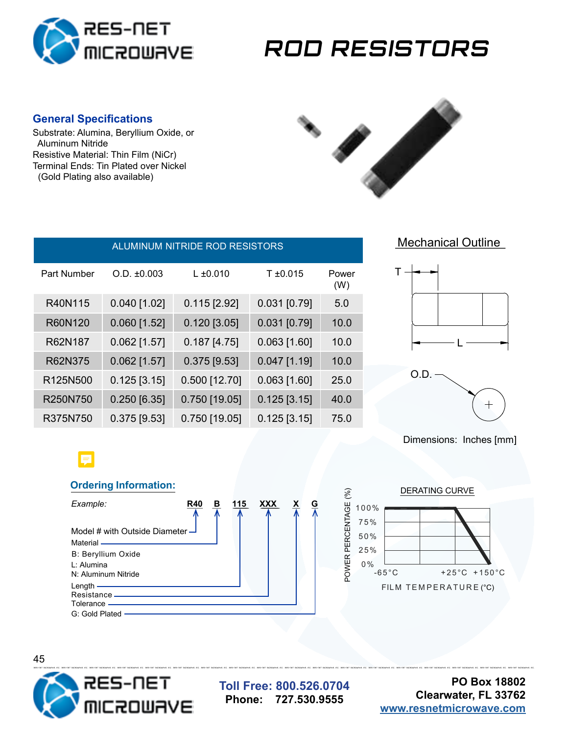# ROD RESISTORS

## General Specifications

Substrate: Alumina, Beryllium Oxide, or Aluminum Nitride
Resistive Material: Thin Film (NiCr)
Terminal Ends: Tin Plated over Nickel (Gold Plating also available)

| ALUMINUM NITRIDE ROD RESISTORS | | | | |
|---|---|---|---|---|
| Part Number | O.D. ±0.003 | L ±0.010 | T ±0.015 | Power (W) |
| R40N115 | 0.040 [1.02] | 0.115 [2.92] | 0.031 [0.79] | 5.0 |
| R60N120 | 0.060 [1.52] | 0.120 [3.05] | 0.031 [0.79] | 10.0 |
| R62N187 | 0.062 [1.57] | 0.187 [4.75] | 0.063 [1.60] | 10.0 |
| R62N375 | 0.062 [1.57] | 0.375 [9.53] | 0.047 [1.19] | 10.0 |
| R125N500 | 0.125 [3.15] | 0.500 [12.70] | 0.063 [1.60] | 25.0 |
| R250N750 | 0.250 [6.35] | 0.750 [19.05] | 0.125 [3.15] | 40.0 |
| R375N750 | 0.375 [9.53] | 0.750 [19.05] | 0.125 [3.15] | 75.0 |

### Mechanical Outline

T

L

O.D.

Dimensions: Inches [mm]

## Ordering Information:

*Example:* **R40 B 115 XXX X G**

- Model # with Outside Diameter
- Material
  - B: Beryllium Oxide
  - L: Alumina
  - N: Aluminum Nitride
- Length
- Resistance
- Tolerance
- G: Gold Plated

DERATING CURVE

POWER PERCENTAGE (%)

100%
75%
50%
25%
0%

-65°C
+25°C
+150°C

FILM TEMPERATURE (°C)

Toll Free: 800.526.0704
Phone: 727.530.9555

PO Box 18802
Clearwater, FL 33762
www.resnetmicrowave.com